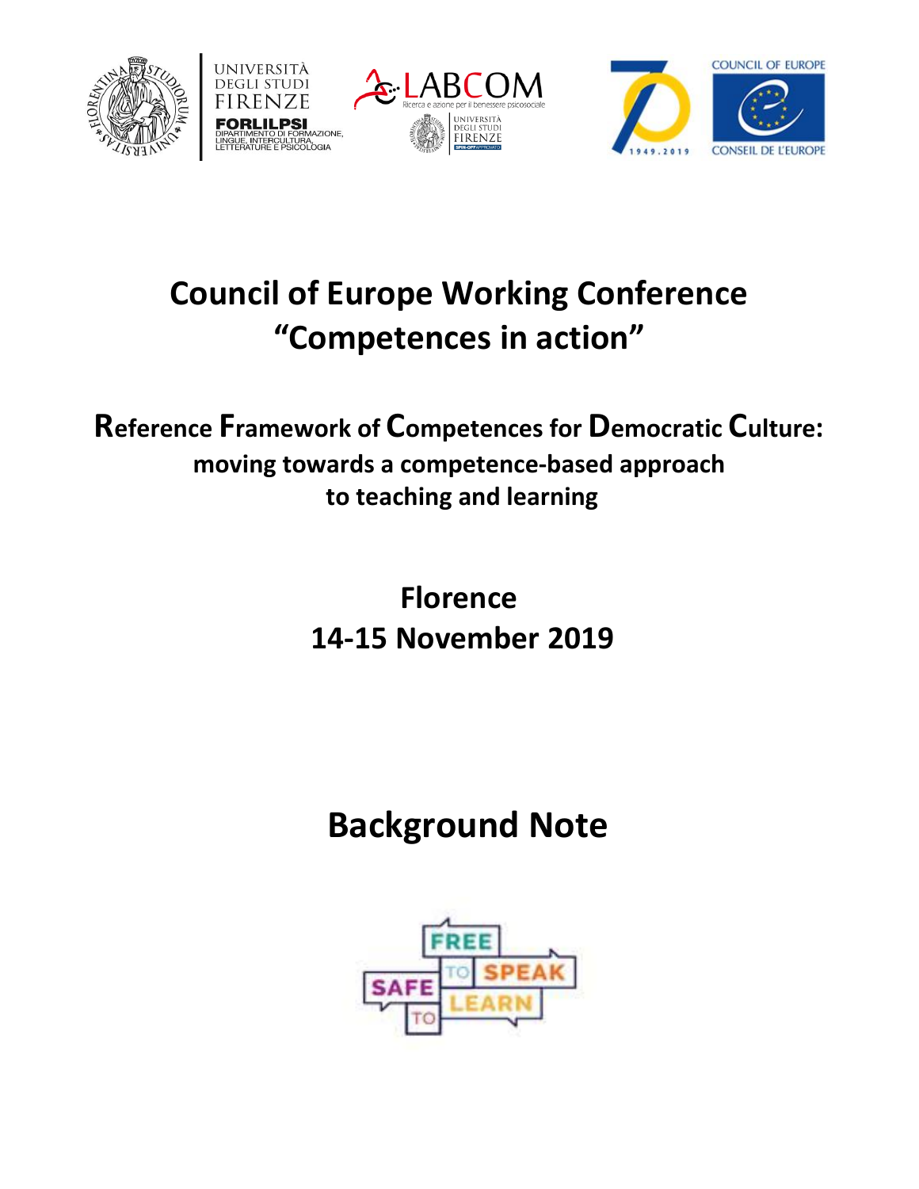# Council of Europe Working Conference "Competences in action"

## Reference Framework of Competences for Democratic Culture: moving towards a competence-based approach to teaching and learning

## Florence 14-15 November 2019

# Background Note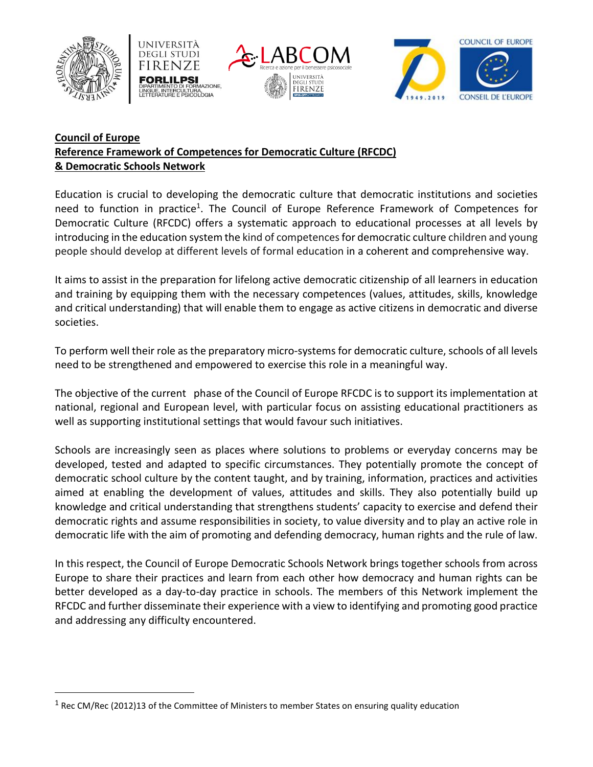**Council of Europe**
**Reference Framework of Competences for Democratic Culture (RFCDC)**
**& Democratic Schools Network**

Education is crucial to developing the democratic culture that democratic institutions and societies need to function in practice[1]. The Council of Europe Reference Framework of Competences for Democratic Culture (RFCDC) offers a systematic approach to educational processes at all levels by introducing in the education system the kind of competences for democratic culture children and young people should develop at different levels of formal education in a coherent and comprehensive way.

It aims to assist in the preparation for lifelong active democratic citizenship of all learners in education and training by equipping them with the necessary competences (values, attitudes, skills, knowledge and critical understanding) that will enable them to engage as active citizens in democratic and diverse societies.

To perform well their role as the preparatory micro-systems for democratic culture, schools of all levels need to be strengthened and empowered to exercise this role in a meaningful way.

The objective of the current phase of the Council of Europe RFCDC is to support its implementation at national, regional and European level, with particular focus on assisting educational practitioners as well as supporting institutional settings that would favour such initiatives.

Schools are increasingly seen as places where solutions to problems or everyday concerns may be developed, tested and adapted to specific circumstances. They potentially promote the concept of democratic school culture by the content taught, and by training, information, practices and activities aimed at enabling the development of values, attitudes and skills. They also potentially build up knowledge and critical understanding that strengthens students' capacity to exercise and defend their democratic rights and assume responsibilities in society, to value diversity and to play an active role in democratic life with the aim of promoting and defending democracy, human rights and the rule of law.

In this respect, the Council of Europe Democratic Schools Network brings together schools from across Europe to share their practices and learn from each other how democracy and human rights can be better developed as a day-to-day practice in schools. The members of this Network implement the RFCDC and further disseminate their experience with a view to identifying and promoting good practice and addressing any difficulty encountered.

---

[1] Rec CM/Rec (2012)13 of the Committee of Ministers to member States on ensuring quality education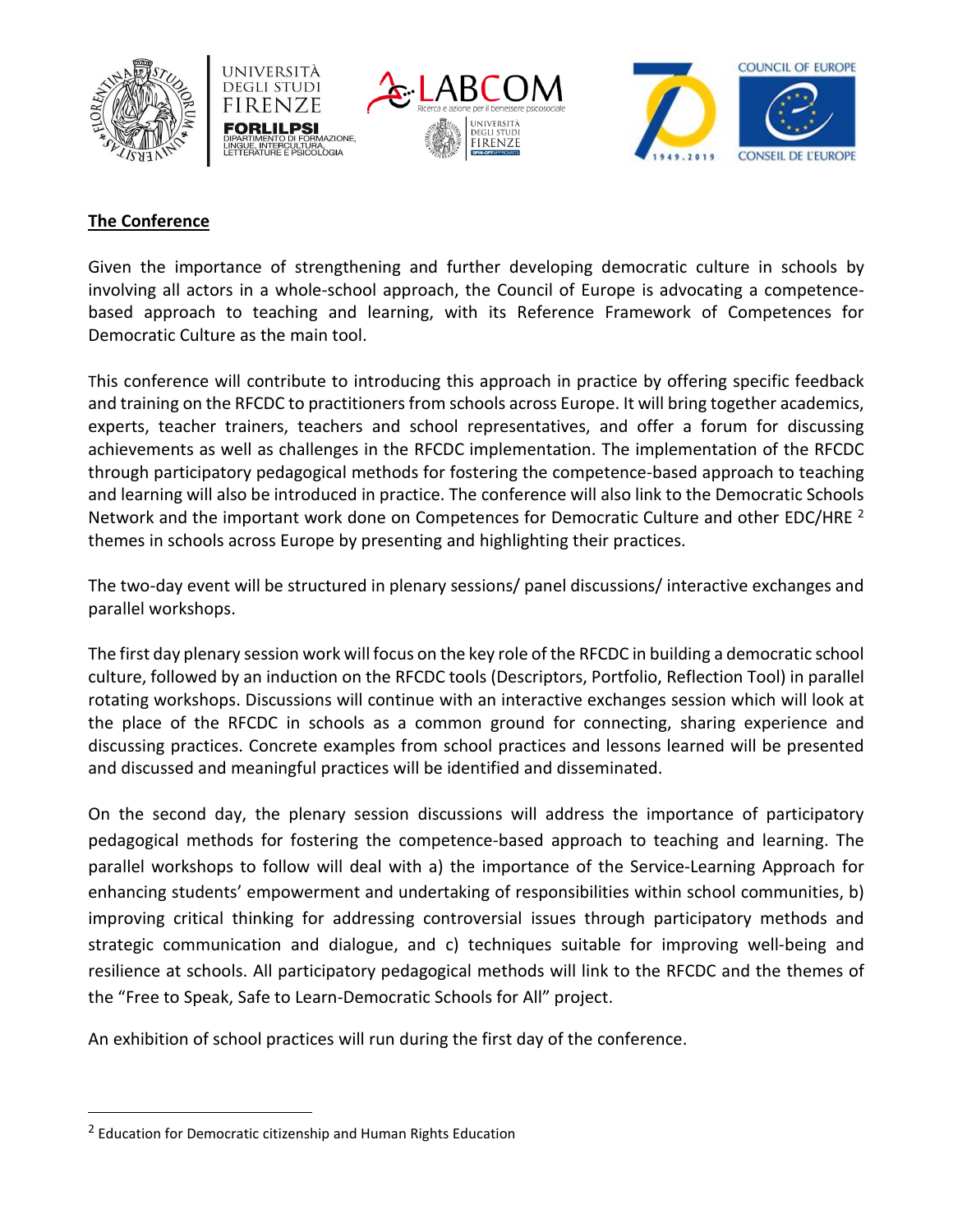## The Conference

Given the importance of strengthening and further developing democratic culture in schools by involving all actors in a whole-school approach, the Council of Europe is advocating a competence-based approach to teaching and learning, with its Reference Framework of Competences for Democratic Culture as the main tool.

This conference will contribute to introducing this approach in practice by offering specific feedback and training on the RFCDC to practitioners from schools across Europe. It will bring together academics, experts, teacher trainers, teachers and school representatives, and offer a forum for discussing achievements as well as challenges in the RFCDC implementation. The implementation of the RFCDC through participatory pedagogical methods for fostering the competence-based approach to teaching and learning will also be introduced in practice. The conference will also link to the Democratic Schools Network and the important work done on Competences for Democratic Culture and other EDC/HRE [2] themes in schools across Europe by presenting and highlighting their practices.

The two-day event will be structured in plenary sessions/ panel discussions/ interactive exchanges and parallel workshops.

The first day plenary session work will focus on the key role of the RFCDC in building a democratic school culture, followed by an induction on the RFCDC tools (Descriptors, Portfolio, Reflection Tool) in parallel rotating workshops. Discussions will continue with an interactive exchanges session which will look at the place of the RFCDC in schools as a common ground for connecting, sharing experience and discussing practices. Concrete examples from school practices and lessons learned will be presented and discussed and meaningful practices will be identified and disseminated.

On the second day, the plenary session discussions will address the importance of participatory pedagogical methods for fostering the competence-based approach to teaching and learning. The parallel workshops to follow will deal with a) the importance of the Service-Learning Approach for enhancing students' empowerment and undertaking of responsibilities within school communities, b) improving critical thinking for addressing controversial issues through participatory methods and strategic communication and dialogue, and c) techniques suitable for improving well-being and resilience at schools. All participatory pedagogical methods will link to the RFCDC and the themes of the "Free to Speak, Safe to Learn-Democratic Schools for All" project.

An exhibition of school practices will run during the first day of the conference.

---

[2] Education for Democratic citizenship and Human Rights Education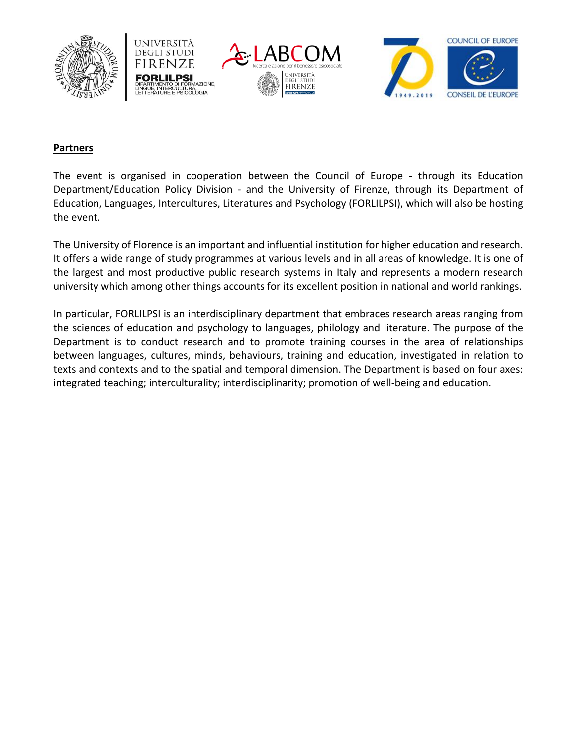**Partners**

The event is organised in cooperation between the Council of Europe - through its Education Department/Education Policy Division - and the University of Firenze, through its Department of Education, Languages, Intercultures, Literatures and Psychology (FORLILPSI), which will also be hosting the event.

The University of Florence is an important and influential institution for higher education and research. It offers a wide range of study programmes at various levels and in all areas of knowledge. It is one of the largest and most productive public research systems in Italy and represents a modern research university which among other things accounts for its excellent position in national and world rankings.

In particular, FORLILPSI is an interdisciplinary department that embraces research areas ranging from the sciences of education and psychology to languages, philology and literature. The purpose of the Department is to conduct research and to promote training courses in the area of relationships between languages, cultures, minds, behaviours, training and education, investigated in relation to texts and contexts and to the spatial and temporal dimension. The Department is based on four axes: integrated teaching; interculturality; interdisciplinarity; promotion of well-being and education.